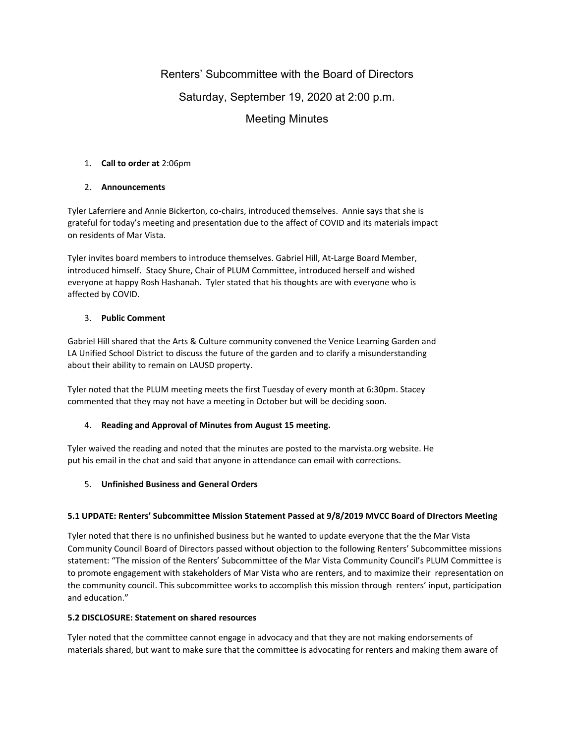# Renters' Subcommittee with the Board of Directors

## Saturday, September 19, 2020 at 2:00 p.m.

## Meeting Minutes

1. **Call to order at** 2:06pm

2. **Announcements**

Tyler Laferriere and Annie Bickerton, co-chairs, introduced themselves. Annie says that she is grateful for today's meeting and presentation due to the affect of COVID and its materials impact on residents of Mar Vista.

Tyler invites board members to introduce themselves. Gabriel Hill, At-Large Board Member, introduced himself. Stacy Shure, Chair of PLUM Committee, introduced herself and wished everyone at happy Rosh Hashanah. Tyler stated that his thoughts are with everyone who is affected by COVID.

3. **Public Comment**

Gabriel Hill shared that the Arts & Culture community convened the Venice Learning Garden and LA Unified School District to discuss the future of the garden and to clarify a misunderstanding about their ability to remain on LAUSD property.

Tyler noted that the PLUM meeting meets the first Tuesday of every month at 6:30pm. Stacey commented that they may not have a meeting in October but will be deciding soon.

4. **Reading and Approval of Minutes from August 15 meeting.**

Tyler waived the reading and noted that the minutes are posted to the marvista.org website. He put his email in the chat and said that anyone in attendance can email with corrections.

5. **Unfinished Business and General Orders**

**5.1 UPDATE: Renters' Subcommittee Mission Statement Passed at 9/8/2019 MVCC Board of DIrectors Meeting**

Tyler noted that there is no unfinished business but he wanted to update everyone that the the Mar Vista Community Council Board of Directors passed without objection to the following Renters' Subcommittee missions statement: "The mission of the Renters' Subcommittee of the Mar Vista Community Council's PLUM Committee is to promote engagement with stakeholders of Mar Vista who are renters, and to maximize their representation on the community council. This subcommittee works to accomplish this mission through renters' input, participation and education."

**5.2 DISCLOSURE: Statement on shared resources**

Tyler noted that the committee cannot engage in advocacy and that they are not making endorsements of materials shared, but want to make sure that the committee is advocating for renters and making them aware of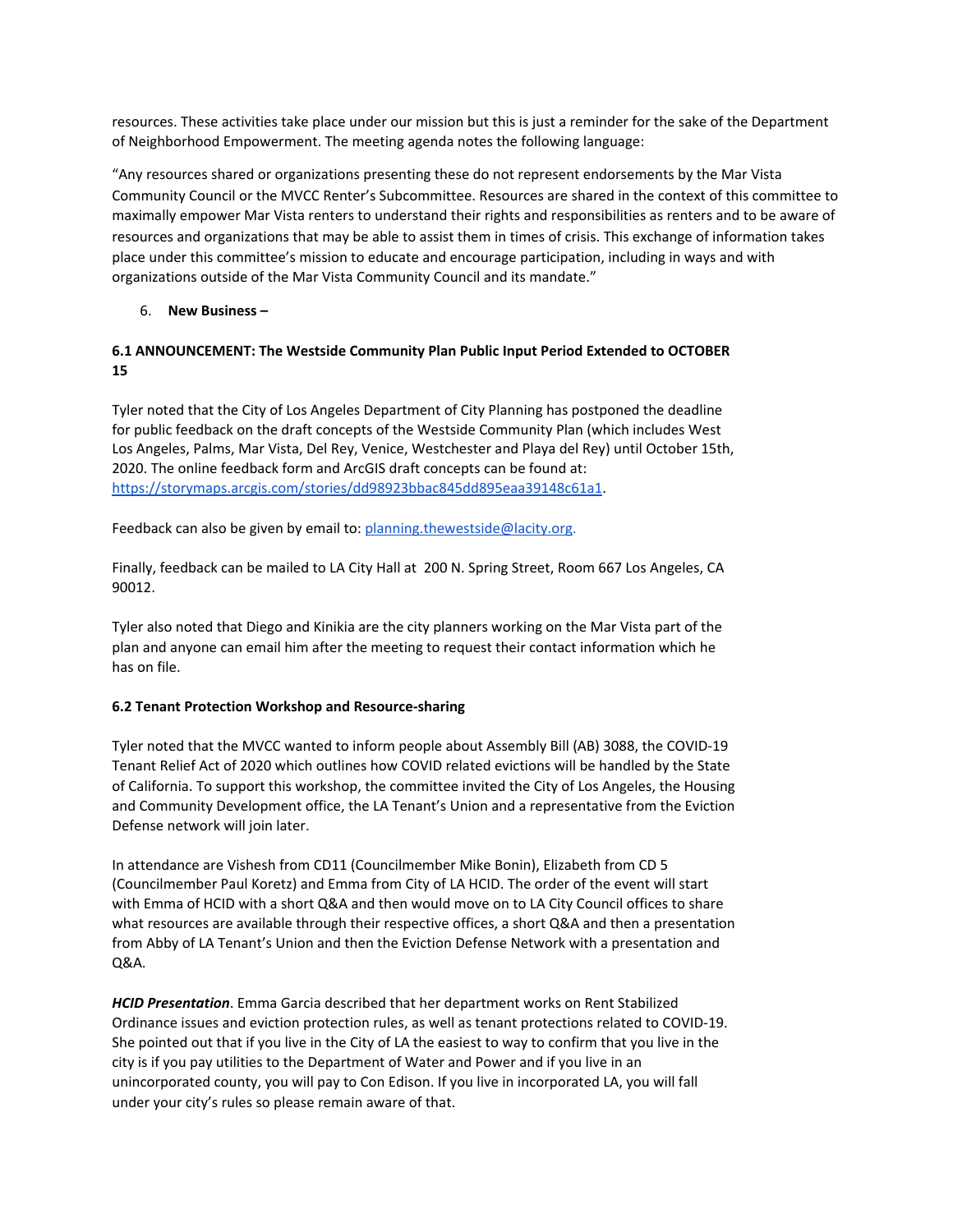resources. These activities take place under our mission but this is just a reminder for the sake of the Department of Neighborhood Empowerment. The meeting agenda notes the following language:

"Any resources shared or organizations presenting these do not represent endorsements by the Mar Vista Community Council or the MVCC Renter's Subcommittee. Resources are shared in the context of this committee to maximally empower Mar Vista renters to understand their rights and responsibilities as renters and to be aware of resources and organizations that may be able to assist them in times of crisis. This exchange of information takes place under this committee's mission to educate and encourage participation, including in ways and with organizations outside of the Mar Vista Community Council and its mandate."

6. **New Business –**

**6.1 ANNOUNCEMENT: The Westside Community Plan Public Input Period Extended to OCTOBER 15**

Tyler noted that the City of Los Angeles Department of City Planning has postponed the deadline for public feedback on the draft concepts of the Westside Community Plan (which includes West Los Angeles, Palms, Mar Vista, Del Rey, Venice, Westchester and Playa del Rey) until October 15th, 2020. The online feedback form and ArcGIS draft concepts can be found at: https://storymaps.arcgis.com/stories/dd98923bbac845dd895eaa39148c61a1.

Feedback can also be given by email to: planning.thewestside@lacity.org.

Finally, feedback can be mailed to LA City Hall at 200 N. Spring Street, Room 667 Los Angeles, CA 90012.

Tyler also noted that Diego and Kinikia are the city planners working on the Mar Vista part of the plan and anyone can email him after the meeting to request their contact information which he has on file.

**6.2 Tenant Protection Workshop and Resource-sharing**

Tyler noted that the MVCC wanted to inform people about Assembly Bill (AB) 3088, the COVID-19 Tenant Relief Act of 2020 which outlines how COVID related evictions will be handled by the State of California. To support this workshop, the committee invited the City of Los Angeles, the Housing and Community Development office, the LA Tenant's Union and a representative from the Eviction Defense network will join later.

In attendance are Vishesh from CD11 (Councilmember Mike Bonin), Elizabeth from CD 5 (Councilmember Paul Koretz) and Emma from City of LA HCID. The order of the event will start with Emma of HCID with a short Q&A and then would move on to LA City Council offices to share what resources are available through their respective offices, a short Q&A and then a presentation from Abby of LA Tenant's Union and then the Eviction Defense Network with a presentation and Q&A.

***HCID Presentation***. Emma Garcia described that her department works on Rent Stabilized Ordinance issues and eviction protection rules, as well as tenant protections related to COVID-19. She pointed out that if you live in the City of LA the easiest to way to confirm that you live in the city is if you pay utilities to the Department of Water and Power and if you live in an unincorporated county, you will pay to Con Edison. If you live in incorporated LA, you will fall under your city's rules so please remain aware of that.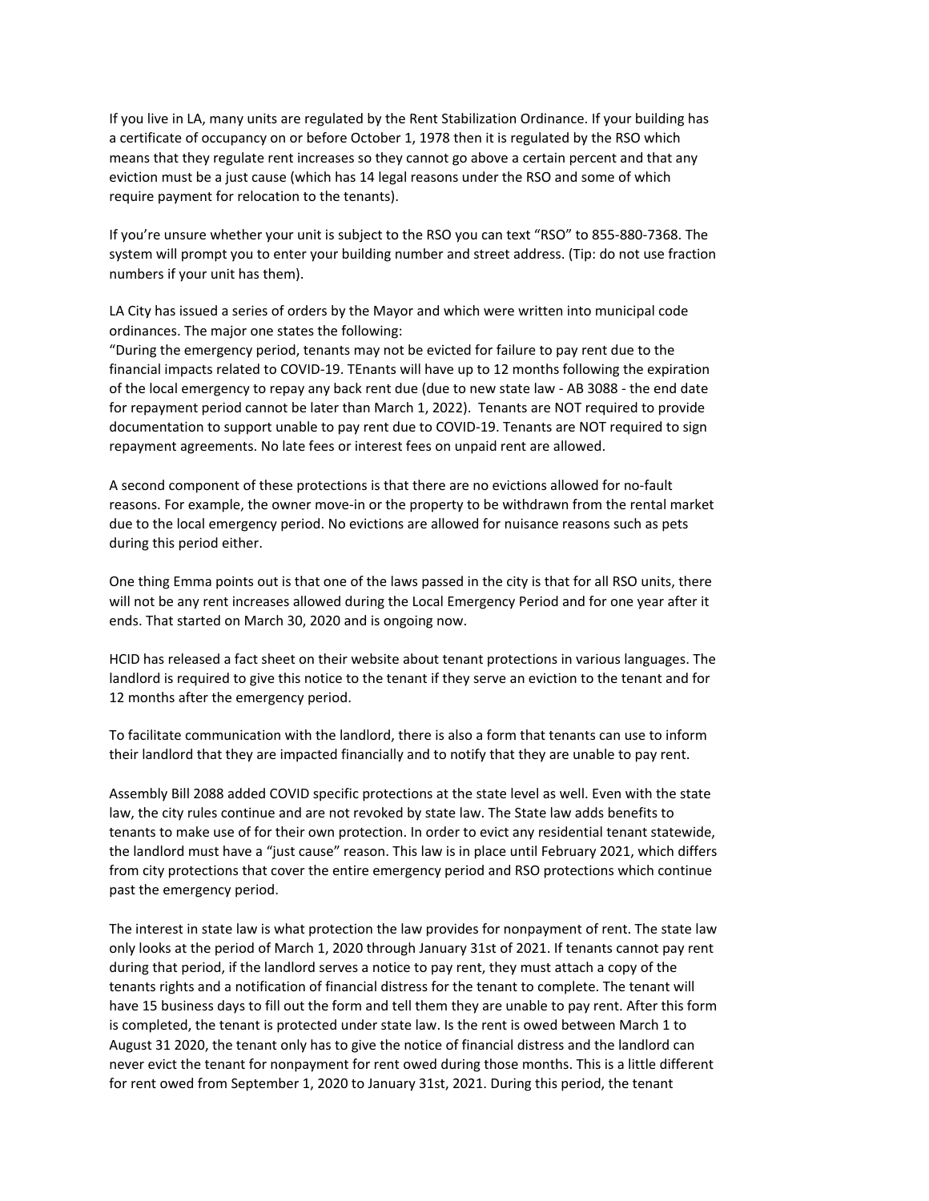If you live in LA, many units are regulated by the Rent Stabilization Ordinance. If your building has a certificate of occupancy on or before October 1, 1978 then it is regulated by the RSO which means that they regulate rent increases so they cannot go above a certain percent and that any eviction must be a just cause (which has 14 legal reasons under the RSO and some of which require payment for relocation to the tenants).

If you're unsure whether your unit is subject to the RSO you can text "RSO" to 855-880-7368. The system will prompt you to enter your building number and street address. (Tip: do not use fraction numbers if your unit has them).

LA City has issued a series of orders by the Mayor and which were written into municipal code ordinances. The major one states the following:
"During the emergency period, tenants may not be evicted for failure to pay rent due to the financial impacts related to COVID-19. TEnants will have up to 12 months following the expiration of the local emergency to repay any back rent due (due to new state law - AB 3088 - the end date for repayment period cannot be later than March 1, 2022). Tenants are NOT required to provide documentation to support unable to pay rent due to COVID-19. Tenants are NOT required to sign repayment agreements. No late fees or interest fees on unpaid rent are allowed.

A second component of these protections is that there are no evictions allowed for no-fault reasons. For example, the owner move-in or the property to be withdrawn from the rental market due to the local emergency period. No evictions are allowed for nuisance reasons such as pets during this period either.

One thing Emma points out is that one of the laws passed in the city is that for all RSO units, there will not be any rent increases allowed during the Local Emergency Period and for one year after it ends. That started on March 30, 2020 and is ongoing now.

HCID has released a fact sheet on their website about tenant protections in various languages. The landlord is required to give this notice to the tenant if they serve an eviction to the tenant and for 12 months after the emergency period.

To facilitate communication with the landlord, there is also a form that tenants can use to inform their landlord that they are impacted financially and to notify that they are unable to pay rent.

Assembly Bill 2088 added COVID specific protections at the state level as well. Even with the state law, the city rules continue and are not revoked by state law. The State law adds benefits to tenants to make use of for their own protection. In order to evict any residential tenant statewide, the landlord must have a "just cause" reason. This law is in place until February 2021, which differs from city protections that cover the entire emergency period and RSO protections which continue past the emergency period.

The interest in state law is what protection the law provides for nonpayment of rent. The state law only looks at the period of March 1, 2020 through January 31st of 2021. If tenants cannot pay rent during that period, if the landlord serves a notice to pay rent, they must attach a copy of the tenants rights and a notification of financial distress for the tenant to complete. The tenant will have 15 business days to fill out the form and tell them they are unable to pay rent. After this form is completed, the tenant is protected under state law. Is the rent is owed between March 1 to August 31 2020, the tenant only has to give the notice of financial distress and the landlord can never evict the tenant for nonpayment for rent owed during those months. This is a little different for rent owed from September 1, 2020 to January 31st, 2021. During this period, the tenant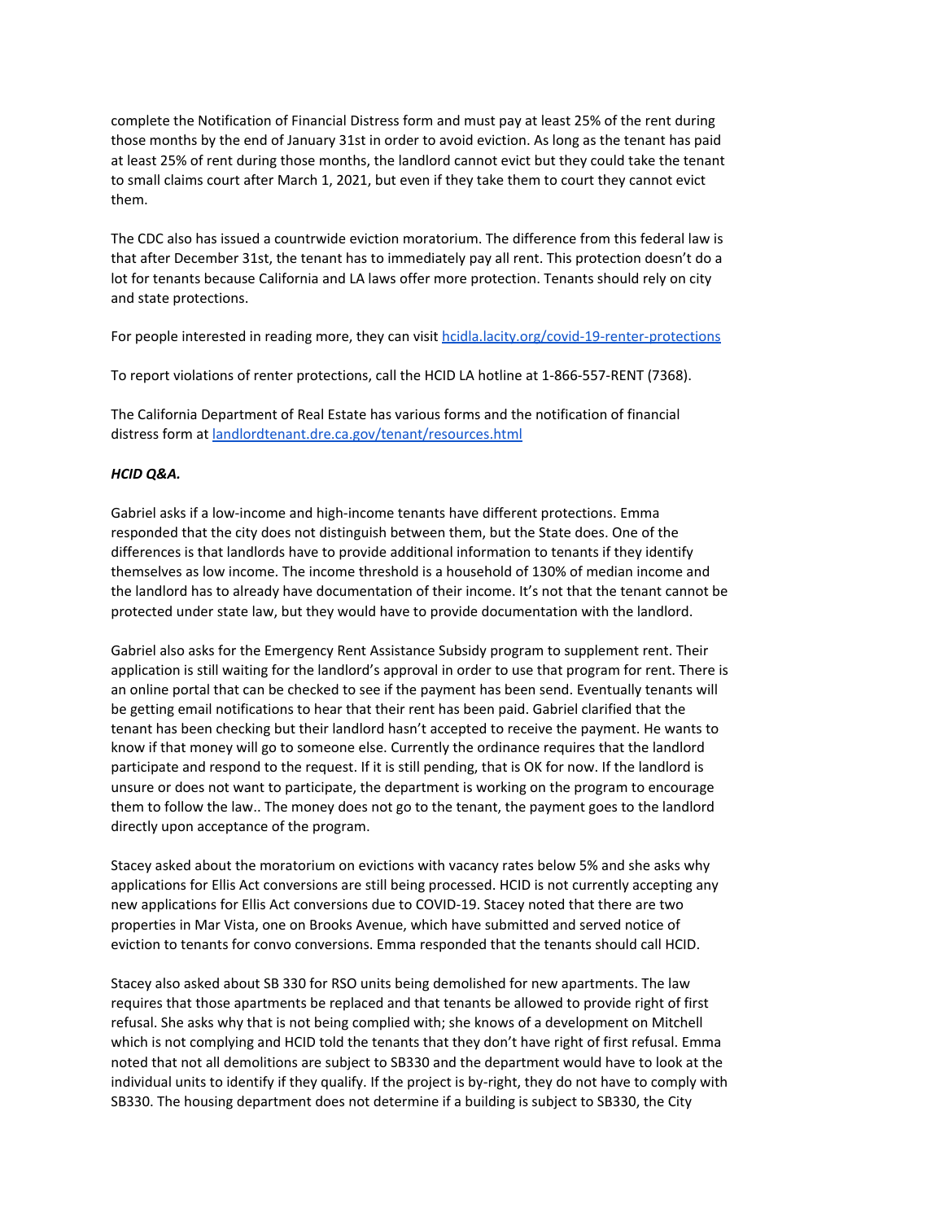complete the Notification of Financial Distress form and must pay at least 25% of the rent during those months by the end of January 31st in order to avoid eviction. As long as the tenant has paid at least 25% of rent during those months, the landlord cannot evict but they could take the tenant to small claims court after March 1, 2021, but even if they take them to court they cannot evict them.

The CDC also has issued a countrwide eviction moratorium. The difference from this federal law is that after December 31st, the tenant has to immediately pay all rent. This protection doesn't do a lot for tenants because California and LA laws offer more protection. Tenants should rely on city and state protections.

For people interested in reading more, they can visit [hcidla.lacity.org/covid-19-renter-protections](hcidla.lacity.org/covid-19-renter-protections)

To report violations of renter protections, call the HCID LA hotline at 1-866-557-RENT (7368).

The California Department of Real Estate has various forms and the notification of financial distress form at [landlordtenant.dre.ca.gov/tenant/resources.html](landlordtenant.dre.ca.gov/tenant/resources.html)

***HCID Q&A.***

Gabriel asks if a low-income and high-income tenants have different protections. Emma responded that the city does not distinguish between them, but the State does. One of the differences is that landlords have to provide additional information to tenants if they identify themselves as low income. The income threshold is a household of 130% of median income and the landlord has to already have documentation of their income. It's not that the tenant cannot be protected under state law, but they would have to provide documentation with the landlord.

Gabriel also asks for the Emergency Rent Assistance Subsidy program to supplement rent. Their application is still waiting for the landlord's approval in order to use that program for rent. There is an online portal that can be checked to see if the payment has been send. Eventually tenants will be getting email notifications to hear that their rent has been paid. Gabriel clarified that the tenant has been checking but their landlord hasn't accepted to receive the payment. He wants to know if that money will go to someone else. Currently the ordinance requires that the landlord participate and respond to the request. If it is still pending, that is OK for now. If the landlord is unsure or does not want to participate, the department is working on the program to encourage them to follow the law.. The money does not go to the tenant, the payment goes to the landlord directly upon acceptance of the program.

Stacey asked about the moratorium on evictions with vacancy rates below 5% and she asks why applications for Ellis Act conversions are still being processed. HCID is not currently accepting any new applications for Ellis Act conversions due to COVID-19. Stacey noted that there are two properties in Mar Vista, one on Brooks Avenue, which have submitted and served notice of eviction to tenants for convo conversions. Emma responded that the tenants should call HCID.

Stacey also asked about SB 330 for RSO units being demolished for new apartments. The law requires that those apartments be replaced and that tenants be allowed to provide right of first refusal. She asks why that is not being complied with; she knows of a development on Mitchell which is not complying and HCID told the tenants that they don't have right of first refusal. Emma noted that not all demolitions are subject to SB330 and the department would have to look at the individual units to identify if they qualify. If the project is by-right, they do not have to comply with SB330. The housing department does not determine if a building is subject to SB330, the City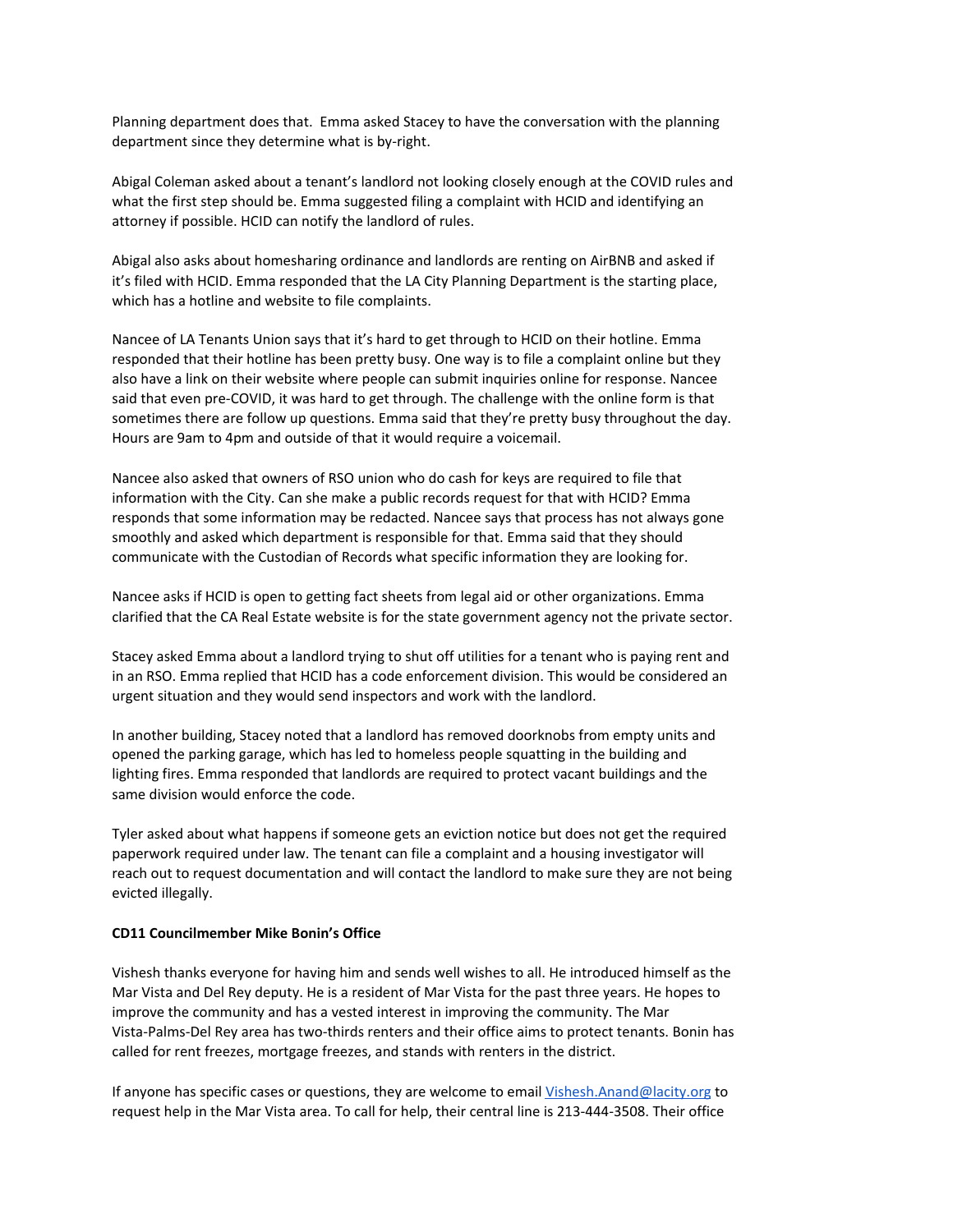Planning department does that. Emma asked Stacey to have the conversation with the planning department since they determine what is by-right.

Abigal Coleman asked about a tenant's landlord not looking closely enough at the COVID rules and what the first step should be. Emma suggested filing a complaint with HCID and identifying an attorney if possible. HCID can notify the landlord of rules.

Abigal also asks about homesharing ordinance and landlords are renting on AirBNB and asked if it's filed with HCID. Emma responded that the LA City Planning Department is the starting place, which has a hotline and website to file complaints.

Nancee of LA Tenants Union says that it's hard to get through to HCID on their hotline. Emma responded that their hotline has been pretty busy. One way is to file a complaint online but they also have a link on their website where people can submit inquiries online for response. Nancee said that even pre-COVID, it was hard to get through. The challenge with the online form is that sometimes there are follow up questions. Emma said that they're pretty busy throughout the day. Hours are 9am to 4pm and outside of that it would require a voicemail.

Nancee also asked that owners of RSO union who do cash for keys are required to file that information with the City. Can she make a public records request for that with HCID? Emma responds that some information may be redacted. Nancee says that process has not always gone smoothly and asked which department is responsible for that. Emma said that they should communicate with the Custodian of Records what specific information they are looking for.

Nancee asks if HCID is open to getting fact sheets from legal aid or other organizations. Emma clarified that the CA Real Estate website is for the state government agency not the private sector.

Stacey asked Emma about a landlord trying to shut off utilities for a tenant who is paying rent and in an RSO. Emma replied that HCID has a code enforcement division. This would be considered an urgent situation and they would send inspectors and work with the landlord.

In another building, Stacey noted that a landlord has removed doorknobs from empty units and opened the parking garage, which has led to homeless people squatting in the building and lighting fires. Emma responded that landlords are required to protect vacant buildings and the same division would enforce the code.

Tyler asked about what happens if someone gets an eviction notice but does not get the required paperwork required under law. The tenant can file a complaint and a housing investigator will reach out to request documentation and will contact the landlord to make sure they are not being evicted illegally.

**CD11 Councilmember Mike Bonin's Office**

Vishesh thanks everyone for having him and sends well wishes to all. He introduced himself as the Mar Vista and Del Rey deputy. He is a resident of Mar Vista for the past three years. He hopes to improve the community and has a vested interest in improving the community. The Mar Vista-Palms-Del Rey area has two-thirds renters and their office aims to protect tenants. Bonin has called for rent freezes, mortgage freezes, and stands with renters in the district.

If anyone has specific cases or questions, they are welcome to email Vishesh.Anand@lacity.org to request help in the Mar Vista area. To call for help, their central line is 213-444-3508. Their office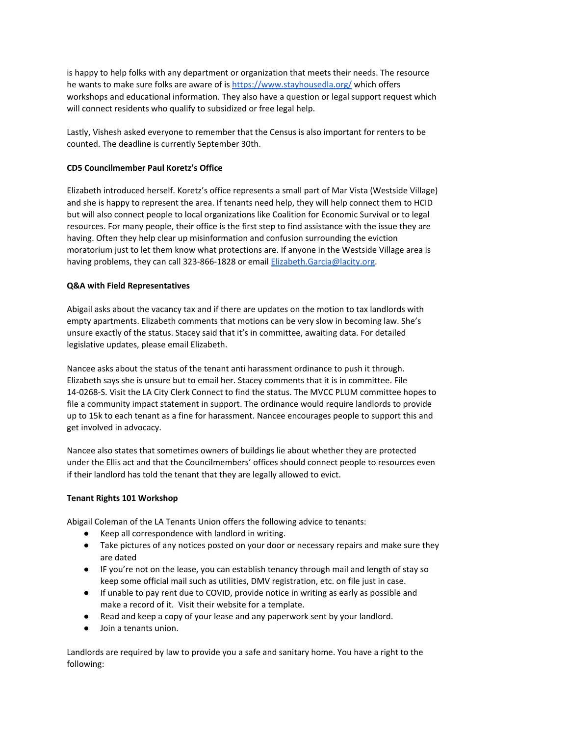is happy to help folks with any department or organization that meets their needs. The resource he wants to make sure folks are aware of is https://www.stayhousedla.org/ which offers workshops and educational information. They also have a question or legal support request which will connect residents who qualify to subsidized or free legal help.

Lastly, Vishesh asked everyone to remember that the Census is also important for renters to be counted. The deadline is currently September 30th.

**CD5 Councilmember Paul Koretz's Office**

Elizabeth introduced herself. Koretz's office represents a small part of Mar Vista (Westside Village) and she is happy to represent the area. If tenants need help, they will help connect them to HCID but will also connect people to local organizations like Coalition for Economic Survival or to legal resources. For many people, their office is the first step to find assistance with the issue they are having. Often they help clear up misinformation and confusion surrounding the eviction moratorium just to let them know what protections are. If anyone in the Westside Village area is having problems, they can call 323-866-1828 or email Elizabeth.Garcia@lacity.org.

**Q&A with Field Representatives**

Abigail asks about the vacancy tax and if there are updates on the motion to tax landlords with empty apartments. Elizabeth comments that motions can be very slow in becoming law. She's unsure exactly of the status. Stacey said that it's in committee, awaiting data. For detailed legislative updates, please email Elizabeth.

Nancee asks about the status of the tenant anti harassment ordinance to push it through. Elizabeth says she is unsure but to email her. Stacey comments that it is in committee. File 14-0268-S. Visit the LA City Clerk Connect to find the status. The MVCC PLUM committee hopes to file a community impact statement in support. The ordinance would require landlords to provide up to 15k to each tenant as a fine for harassment. Nancee encourages people to support this and get involved in advocacy.

Nancee also states that sometimes owners of buildings lie about whether they are protected under the Ellis act and that the Councilmembers' offices should connect people to resources even if their landlord has told the tenant that they are legally allowed to evict.

**Tenant Rights 101 Workshop**

Abigail Coleman of the LA Tenants Union offers the following advice to tenants:

- Keep all correspondence with landlord in writing.
- Take pictures of any notices posted on your door or necessary repairs and make sure they are dated
- IF you're not on the lease, you can establish tenancy through mail and length of stay so keep some official mail such as utilities, DMV registration, etc. on file just in case.
- If unable to pay rent due to COVID, provide notice in writing as early as possible and make a record of it. Visit their website for a template.
- Read and keep a copy of your lease and any paperwork sent by your landlord.
- Join a tenants union.

Landlords are required by law to provide you a safe and sanitary home. You have a right to the following: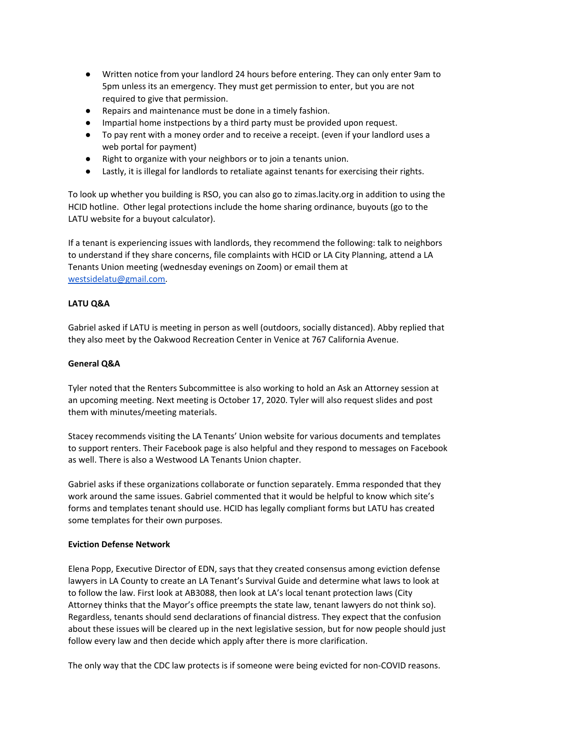- Written notice from your landlord 24 hours before entering. They can only enter 9am to 5pm unless its an emergency. They must get permission to enter, but you are not required to give that permission.
- Repairs and maintenance must be done in a timely fashion.
- Impartial home instspections by a third party must be provided upon request.
- To pay rent with a money order and to receive a receipt. (even if your landlord uses a web portal for payment)
- Right to organize with your neighbors or to join a tenants union.
- Lastly, it is illegal for landlords to retaliate against tenants for exercising their rights.

To look up whether you building is RSO, you can also go to zimas.lacity.org in addition to using the HCID hotline. Other legal protections include the home sharing ordinance, buyouts (go to the LATU website for a buyout calculator).

If a tenant is experiencing issues with landlords, they recommend the following: talk to neighbors to understand if they share concerns, file complaints with HCID or LA City Planning, attend a LA Tenants Union meeting (wednesday evenings on Zoom) or email them at westsidelatu@gmail.com.

**LATU Q&A**

Gabriel asked if LATU is meeting in person as well (outdoors, socially distanced). Abby replied that they also meet by the Oakwood Recreation Center in Venice at 767 California Avenue.

**General Q&A**

Tyler noted that the Renters Subcommittee is also working to hold an Ask an Attorney session at an upcoming meeting. Next meeting is October 17, 2020. Tyler will also request slides and post them with minutes/meeting materials.

Stacey recommends visiting the LA Tenants' Union website for various documents and templates to support renters. Their Facebook page is also helpful and they respond to messages on Facebook as well. There is also a Westwood LA Tenants Union chapter.

Gabriel asks if these organizations collaborate or function separately. Emma responded that they work around the same issues. Gabriel commented that it would be helpful to know which site's forms and templates tenant should use. HCID has legally compliant forms but LATU has created some templates for their own purposes.

**Eviction Defense Network**

Elena Popp, Executive Director of EDN, says that they created consensus among eviction defense lawyers in LA County to create an LA Tenant's Survival Guide and determine what laws to look at to follow the law. First look at AB3088, then look at LA's local tenant protection laws (City Attorney thinks that the Mayor's office preempts the state law, tenant lawyers do not think so). Regardless, tenants should send declarations of financial distress. They expect that the confusion about these issues will be cleared up in the next legislative session, but for now people should just follow every law and then decide which apply after there is more clarification.

The only way that the CDC law protects is if someone were being evicted for non-COVID reasons.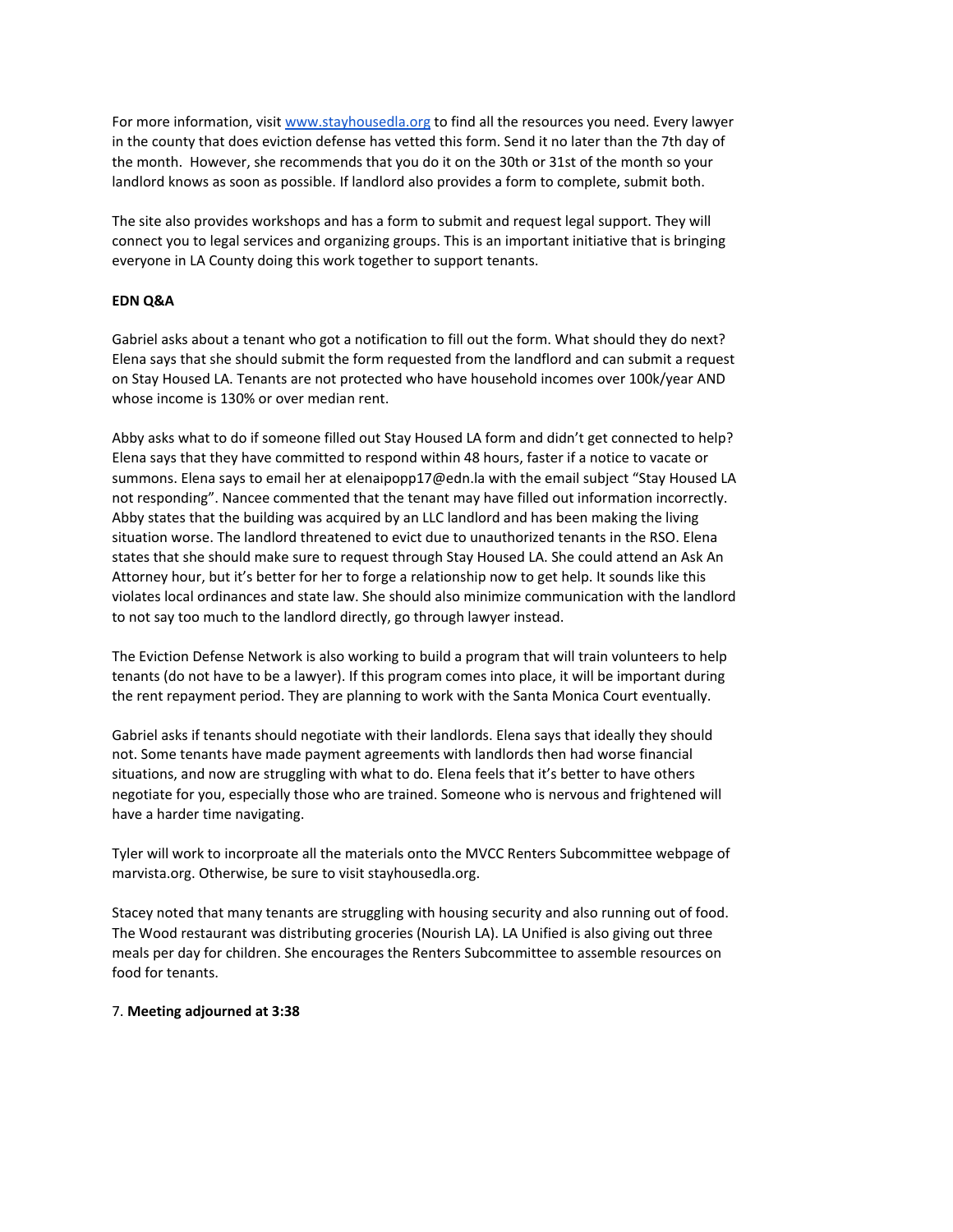For more information, visit www.stayhousedla.org to find all the resources you need. Every lawyer in the county that does eviction defense has vetted this form. Send it no later than the 7th day of the month. However, she recommends that you do it on the 30th or 31st of the month so your landlord knows as soon as possible. If landlord also provides a form to complete, submit both.

The site also provides workshops and has a form to submit and request legal support. They will connect you to legal services and organizing groups. This is an important initiative that is bringing everyone in LA County doing this work together to support tenants.

**EDN Q&A**

Gabriel asks about a tenant who got a notification to fill out the form. What should they do next? Elena says that she should submit the form requested from the landflord and can submit a request on Stay Housed LA. Tenants are not protected who have household incomes over 100k/year AND whose income is 130% or over median rent.

Abby asks what to do if someone filled out Stay Housed LA form and didn't get connected to help? Elena says that they have committed to respond within 48 hours, faster if a notice to vacate or summons. Elena says to email her at elenaipopp17@edn.la with the email subject "Stay Housed LA not responding". Nancee commented that the tenant may have filled out information incorrectly. Abby states that the building was acquired by an LLC landlord and has been making the living situation worse. The landlord threatened to evict due to unauthorized tenants in the RSO. Elena states that she should make sure to request through Stay Housed LA. She could attend an Ask An Attorney hour, but it's better for her to forge a relationship now to get help. It sounds like this violates local ordinances and state law. She should also minimize communication with the landlord to not say too much to the landlord directly, go through lawyer instead.

The Eviction Defense Network is also working to build a program that will train volunteers to help tenants (do not have to be a lawyer). If this program comes into place, it will be important during the rent repayment period. They are planning to work with the Santa Monica Court eventually.

Gabriel asks if tenants should negotiate with their landlords. Elena says that ideally they should not. Some tenants have made payment agreements with landlords then had worse financial situations, and now are struggling with what to do. Elena feels that it's better to have others negotiate for you, especially those who are trained. Someone who is nervous and frightened will have a harder time navigating.

Tyler will work to incorproate all the materials onto the MVCC Renters Subcommittee webpage of marvista.org. Otherwise, be sure to visit stayhousedla.org.

Stacey noted that many tenants are struggling with housing security and also running out of food. The Wood restaurant was distributing groceries (Nourish LA). LA Unified is also giving out three meals per day for children. She encourages the Renters Subcommittee to assemble resources on food for tenants.

7. **Meeting adjourned at 3:38**